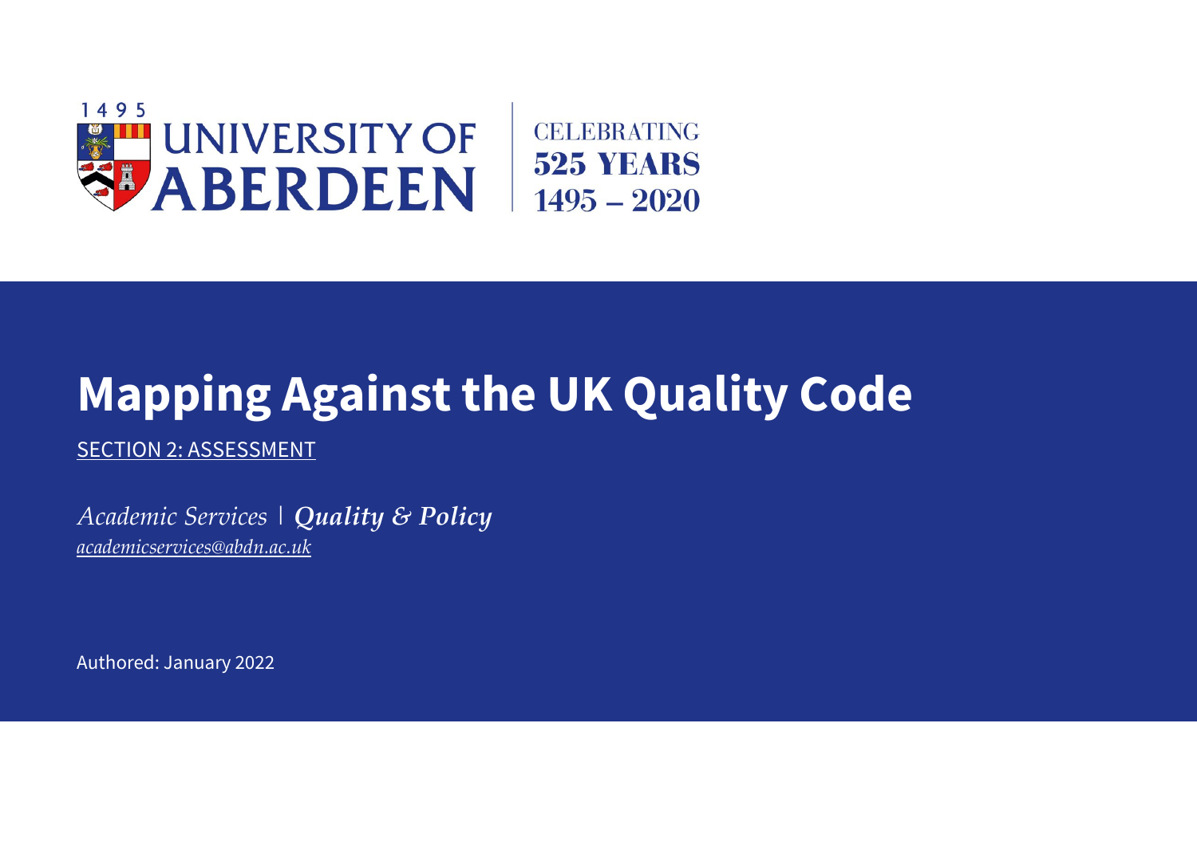1495 UNIVERSITY OF ABERDEEN | CELEBRATING 525 YEARS 1495 – 2020

# Mapping Against the UK Quality Code

SECTION 2: ASSESSMENT

*Academic Services* | ***Quality & Policy***
*academicservices@abdn.ac.uk*

Authored: January 2022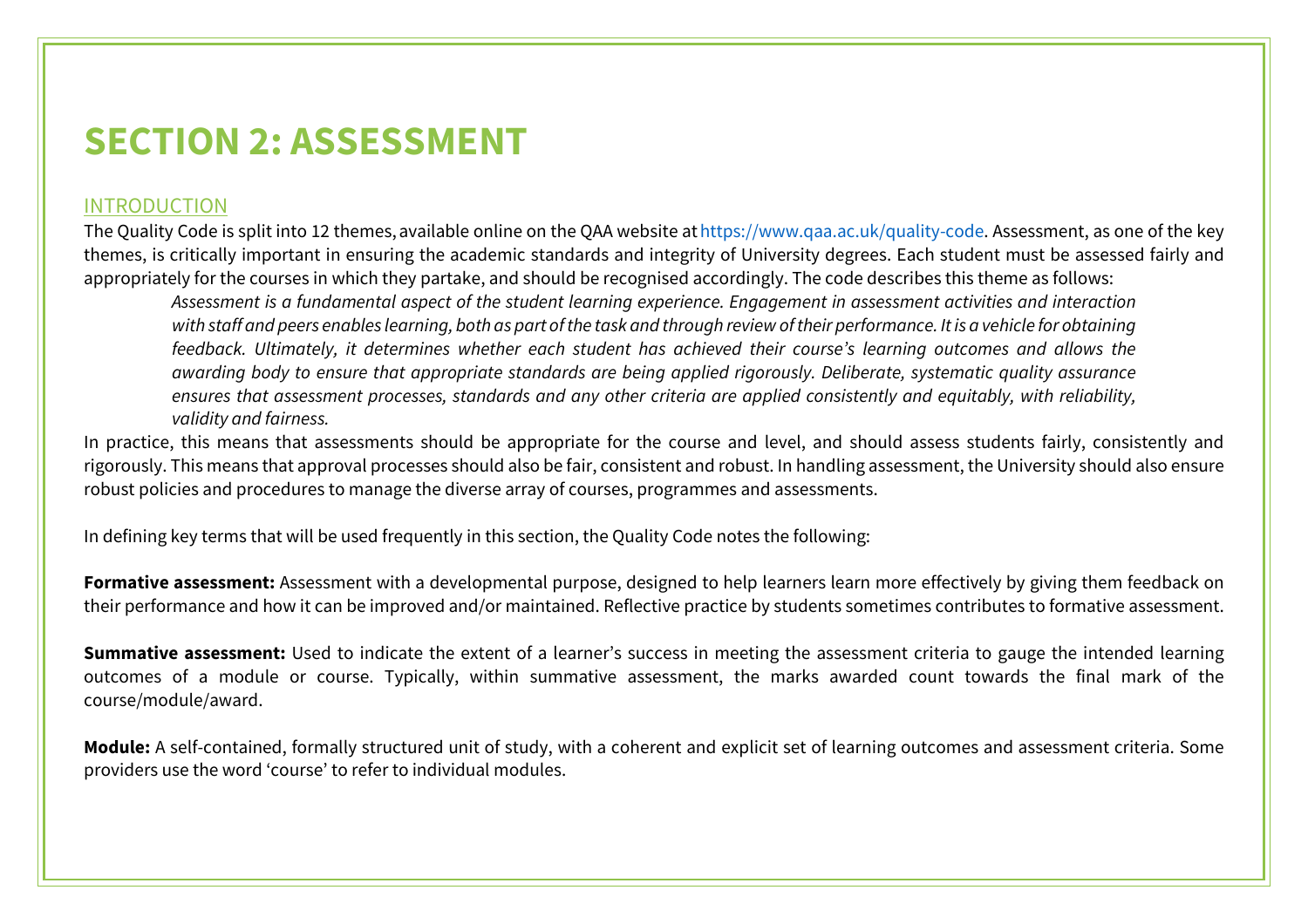# SECTION 2: ASSESSMENT

## INTRODUCTION

The Quality Code is split into 12 themes, available online on the QAA website at https://www.qaa.ac.uk/quality-code. Assessment, as one of the key themes, is critically important in ensuring the academic standards and integrity of University degrees. Each student must be assessed fairly and appropriately for the courses in which they partake, and should be recognised accordingly. The code describes this theme as follows:

> *Assessment is a fundamental aspect of the student learning experience. Engagement in assessment activities and interaction with staff and peers enables learning, both as part of the task and through review of their performance. It is a vehicle for obtaining feedback. Ultimately, it determines whether each student has achieved their course's learning outcomes and allows the awarding body to ensure that appropriate standards are being applied rigorously. Deliberate, systematic quality assurance ensures that assessment processes, standards and any other criteria are applied consistently and equitably, with reliability, validity and fairness.*

In practice, this means that assessments should be appropriate for the course and level, and should assess students fairly, consistently and rigorously. This means that approval processes should also be fair, consistent and robust. In handling assessment, the University should also ensure robust policies and procedures to manage the diverse array of courses, programmes and assessments.

In defining key terms that will be used frequently in this section, the Quality Code notes the following:

**Formative assessment:** Assessment with a developmental purpose, designed to help learners learn more effectively by giving them feedback on their performance and how it can be improved and/or maintained. Reflective practice by students sometimes contributes to formative assessment.

**Summative assessment:** Used to indicate the extent of a learner's success in meeting the assessment criteria to gauge the intended learning outcomes of a module or course. Typically, within summative assessment, the marks awarded count towards the final mark of the course/module/award.

**Module:** A self-contained, formally structured unit of study, with a coherent and explicit set of learning outcomes and assessment criteria. Some providers use the word 'course' to refer to individual modules.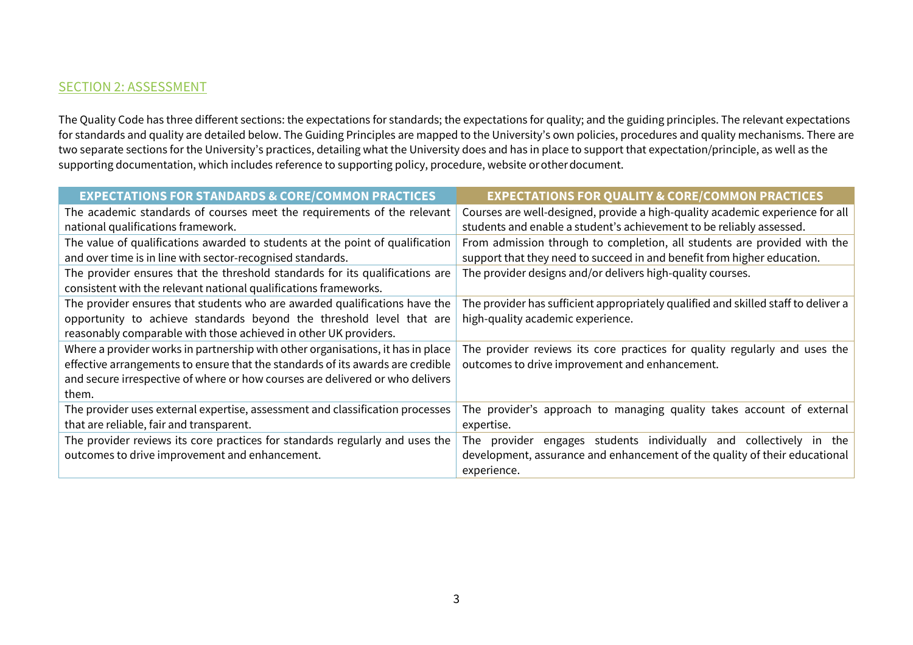## SECTION 2: ASSESSMENT

The Quality Code has three different sections: the expectations for standards; the expectations for quality; and the guiding principles. The relevant expectations for standards and quality are detailed below. The Guiding Principles are mapped to the University's own policies, procedures and quality mechanisms. There are two separate sections for the University's practices, detailing what the University does and has in place to support that expectation/principle, as well as the supporting documentation, which includes reference to supporting policy, procedure, website or other document.

| EXPECTATIONS FOR STANDARDS & CORE/COMMON PRACTICES | EXPECTATIONS FOR QUALITY & CORE/COMMON PRACTICES |
|---|---|
| The academic standards of courses meet the requirements of the relevant national qualifications framework. | Courses are well-designed, provide a high-quality academic experience for all students and enable a student's achievement to be reliably assessed. |
| The value of qualifications awarded to students at the point of qualification and over time is in line with sector-recognised standards. | From admission through to completion, all students are provided with the support that they need to succeed in and benefit from higher education. |
| The provider ensures that the threshold standards for its qualifications are consistent with the relevant national qualifications frameworks. | The provider designs and/or delivers high-quality courses. |
| The provider ensures that students who are awarded qualifications have the opportunity to achieve standards beyond the threshold level that are reasonably comparable with those achieved in other UK providers. | The provider has sufficient appropriately qualified and skilled staff to deliver a high-quality academic experience. |
| Where a provider works in partnership with other organisations, it has in place effective arrangements to ensure that the standards of its awards are credible and secure irrespective of where or how courses are delivered or who delivers them. | The provider reviews its core practices for quality regularly and uses the outcomes to drive improvement and enhancement. |
| The provider uses external expertise, assessment and classification processes that are reliable, fair and transparent. | The provider's approach to managing quality takes account of external expertise. |
| The provider reviews its core practices for standards regularly and uses the outcomes to drive improvement and enhancement. | The provider engages students individually and collectively in the development, assurance and enhancement of the quality of their educational experience. |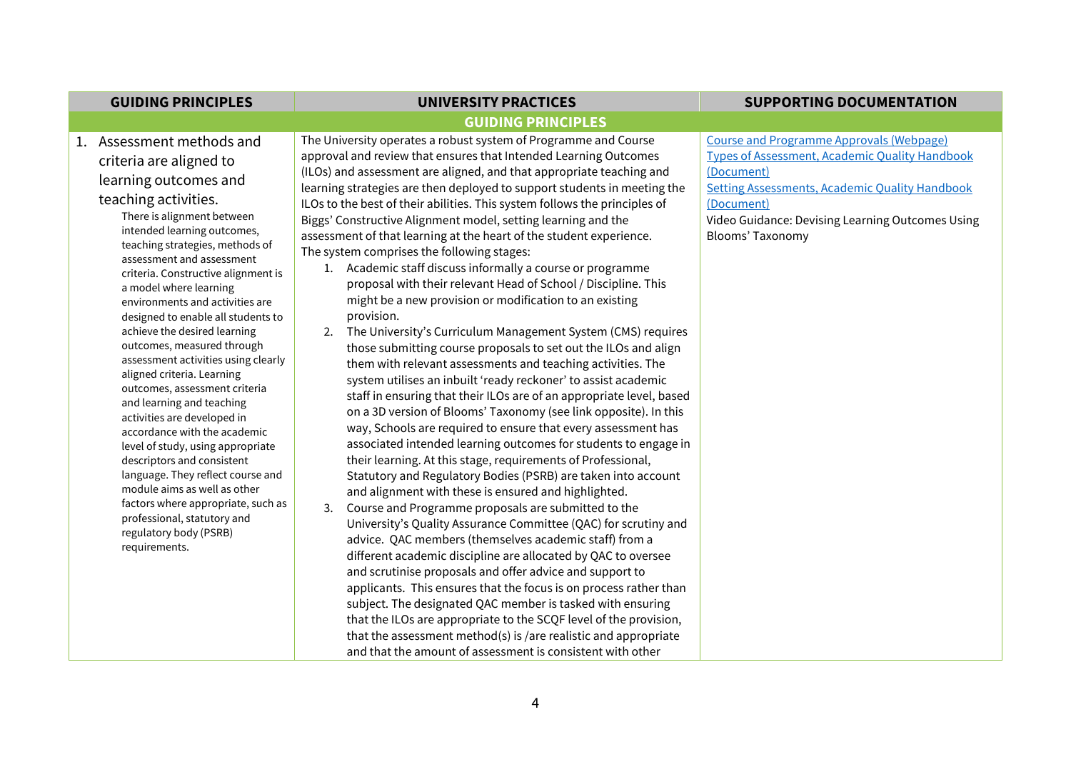| GUIDING PRINCIPLES | UNIVERSITY PRACTICES | SUPPORTING DOCUMENTATION |
|---|---|---|
| **GUIDING PRINCIPLES** | | |
| 1. Assessment methods and criteria are aligned to learning outcomes and teaching activities.<br>There is alignment between intended learning outcomes, teaching strategies, methods of assessment and assessment criteria. Constructive alignment is a model where learning environments and activities are designed to enable all students to achieve the desired learning outcomes, measured through assessment activities using clearly aligned criteria. Learning outcomes, assessment criteria and learning and teaching activities are developed in accordance with the academic level of study, using appropriate descriptors and consistent language. They reflect course and module aims as well as other factors where appropriate, such as professional, statutory and regulatory body (PSRB) requirements. | The University operates a robust system of Programme and Course approval and review that ensures that Intended Learning Outcomes (ILOs) and assessment are aligned, and that appropriate teaching and learning strategies are then deployed to support students in meeting the ILOs to the best of their abilities. This system follows the principles of Biggs' Constructive Alignment model, setting learning and the assessment of that learning at the heart of the student experience.<br>The system comprises the following stages:<br>1. Academic staff discuss informally a course or programme proposal with their relevant Head of School / Discipline. This might be a new provision or modification to an existing provision.<br>2. The University's Curriculum Management System (CMS) requires those submitting course proposals to set out the ILOs and align them with relevant assessments and teaching activities. The system utilises an inbuilt 'ready reckoner' to assist academic staff in ensuring that their ILOs are of an appropriate level, based on a 3D version of Blooms' Taxonomy (see link opposite). In this way, Schools are required to ensure that every assessment has associated intended learning outcomes for students to engage in their learning. At this stage, requirements of Professional, Statutory and Regulatory Bodies (PSRB) are taken into account and alignment with these is ensured and highlighted.<br>3. Course and Programme proposals are submitted to the University's Quality Assurance Committee (QAC) for scrutiny and advice. QAC members (themselves academic staff) from a different academic discipline are allocated by QAC to oversee and scrutinise proposals and offer advice and support to applicants. This ensures that the focus is on process rather than subject. The designated QAC member is tasked with ensuring that the ILOs are appropriate to the SCQF level of the provision, that the assessment method(s) is /are realistic and appropriate and that the amount of assessment is consistent with other | Course and Programme Approvals (Webpage)<br>Types of Assessment, Academic Quality Handbook (Document)<br>Setting Assessments, Academic Quality Handbook (Document)<br>Video Guidance: Devising Learning Outcomes Using Blooms' Taxonomy |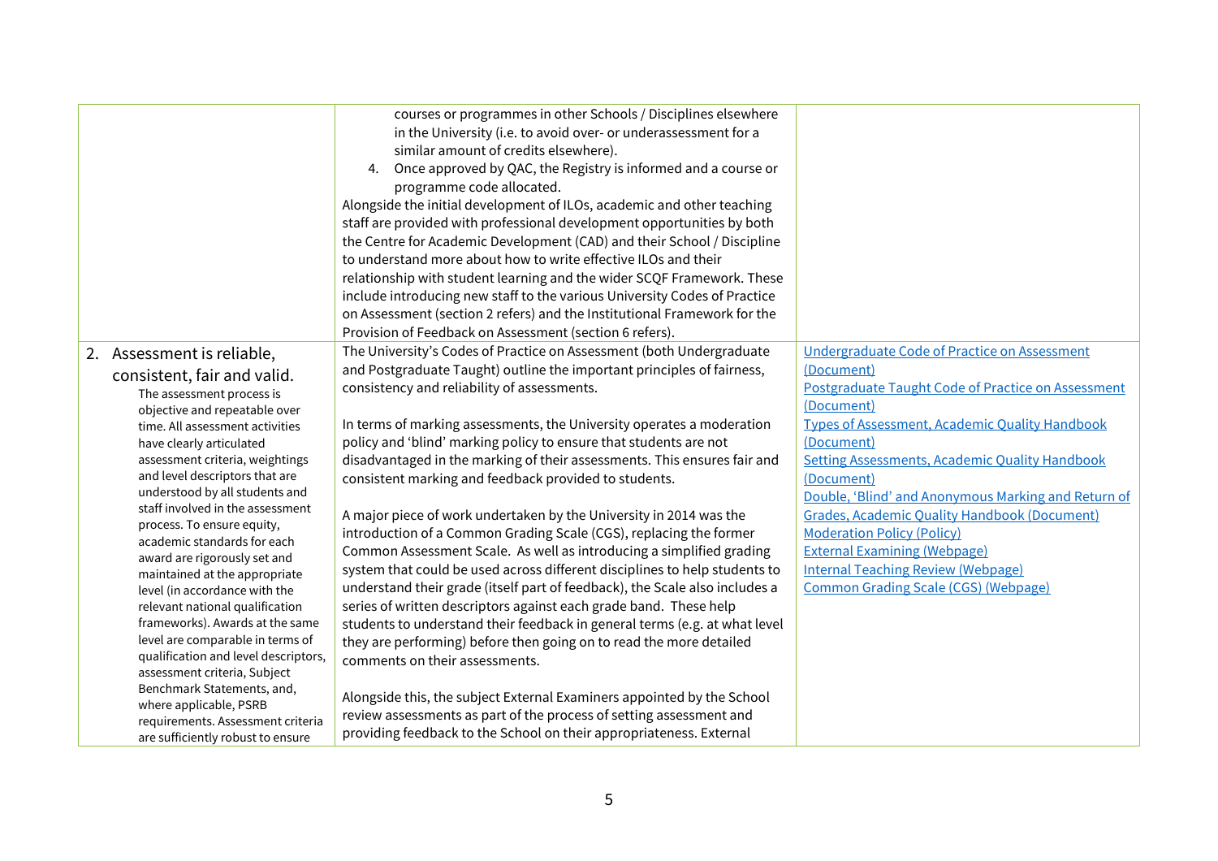| | | |
|---|---|---|
| | courses or programmes in other Schools / Disciplines elsewhere in the University (i.e. to avoid over- or underassessment for a similar amount of credits elsewhere).<br>4. Once approved by QAC, the Registry is informed and a course or programme code allocated.<br>Alongside the initial development of ILOs, academic and other teaching staff are provided with professional development opportunities by both the Centre for Academic Development (CAD) and their School / Discipline to understand more about how to write effective ILOs and their relationship with student learning and the wider SCQF Framework. These include introducing new staff to the various University Codes of Practice on Assessment (section 2 refers) and the Institutional Framework for the Provision of Feedback on Assessment (section 6 refers). | |
| 2. Assessment is reliable, consistent, fair and valid.<br>The assessment process is objective and repeatable over time. All assessment activities have clearly articulated assessment criteria, weightings and level descriptors that are understood by all students and staff involved in the assessment process. To ensure equity, academic standards for each award are rigorously set and maintained at the appropriate level (in accordance with the relevant national qualification frameworks). Awards at the same level are comparable in terms of qualification and level descriptors, assessment criteria, Subject Benchmark Statements, and, where applicable, PSRB requirements. Assessment criteria are sufficiently robust to ensure | The University's Codes of Practice on Assessment (both Undergraduate and Postgraduate Taught) outline the important principles of fairness, consistency and reliability of assessments.<br><br>In terms of marking assessments, the University operates a moderation policy and 'blind' marking policy to ensure that students are not disadvantaged in the marking of their assessments. This ensures fair and consistent marking and feedback provided to students.<br><br>A major piece of work undertaken by the University in 2014 was the introduction of a Common Grading Scale (CGS), replacing the former Common Assessment Scale. As well as introducing a simplified grading system that could be used across different disciplines to help students to understand their grade (itself part of feedback), the Scale also includes a series of written descriptors against each grade band. These help students to understand their feedback in general terms (e.g. at what level they are performing) before then going on to read the more detailed comments on their assessments.<br><br>Alongside this, the subject External Examiners appointed by the School review assessments as part of the process of setting assessment and providing feedback to the School on their appropriateness. External | Undergraduate Code of Practice on Assessment (Document)<br>Postgraduate Taught Code of Practice on Assessment (Document)<br>Types of Assessment, Academic Quality Handbook (Document)<br>Setting Assessments, Academic Quality Handbook (Document)<br>Double, 'Blind' and Anonymous Marking and Return of Grades, Academic Quality Handbook (Document)<br>Moderation Policy (Policy)<br>External Examining (Webpage)<br>Internal Teaching Review (Webpage)<br>Common Grading Scale (CGS) (Webpage) |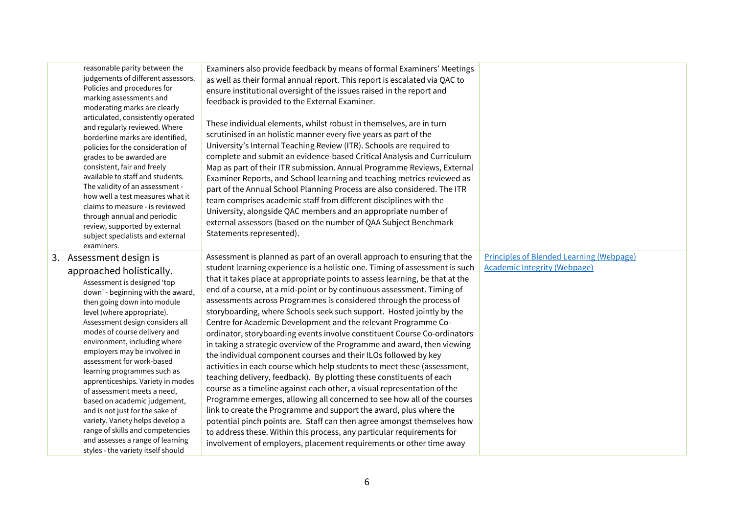| | | |
|---|---|---|
| reasonable parity between the judgements of different assessors. Policies and procedures for marking assessments and moderating marks are clearly articulated, consistently operated and regularly reviewed. Where borderline marks are identified, policies for the consideration of grades to be awarded are consistent, fair and freely available to staff and students. The validity of an assessment - how well a test measures what it claims to measure - is reviewed through annual and periodic review, supported by external subject specialists and external examiners. | Examiners also provide feedback by means of formal Examiners' Meetings as well as their formal annual report. This report is escalated via QAC to ensure institutional oversight of the issues raised in the report and feedback is provided to the External Examiner.<br><br>These individual elements, whilst robust in themselves, are in turn scrutinised in an holistic manner every five years as part of the University's Internal Teaching Review (ITR). Schools are required to complete and submit an evidence-based Critical Analysis and Curriculum Map as part of their ITR submission. Annual Programme Reviews, External Examiner Reports, and School learning and teaching metrics reviewed as part of the Annual School Planning Process are also considered. The ITR team comprises academic staff from different disciplines with the University, alongside QAC members and an appropriate number of external assessors (based on the number of QAA Subject Benchmark Statements represented). | |
| 3. Assessment design is approached holistically.<br>Assessment is designed 'top down' - beginning with the award, then going down into module level (where appropriate). Assessment design considers all modes of course delivery and environment, including where employers may be involved in assessment for work-based learning programmes such as apprenticeships. Variety in modes of assessment meets a need, based on academic judgement, and is not just for the sake of variety. Variety helps develop a range of skills and competencies and assesses a range of learning styles - the variety itself should | Assessment is planned as part of an overall approach to ensuring that the student learning experience is a holistic one. Timing of assessment is such that it takes place at appropriate points to assess learning, be that at the end of a course, at a mid-point or by continuous assessment. Timing of assessments across Programmes is considered through the process of storyboarding, where Schools seek such support. Hosted jointly by the Centre for Academic Development and the relevant Programme Co-ordinator, storyboarding events involve constituent Course Co-ordinators in taking a strategic overview of the Programme and award, then viewing the individual component courses and their ILOs followed by key activities in each course which help students to meet these (assessment, teaching delivery, feedback). By plotting these constituents of each course as a timeline against each other, a visual representation of the Programme emerges, allowing all concerned to see how all of the courses link to create the Programme and support the award, plus where the potential pinch points are. Staff can then agree amongst themselves how to address these. Within this process, any particular requirements for involvement of employers, placement requirements or other time away | Principles of Blended Learning (Webpage)<br>Academic Integrity (Webpage) |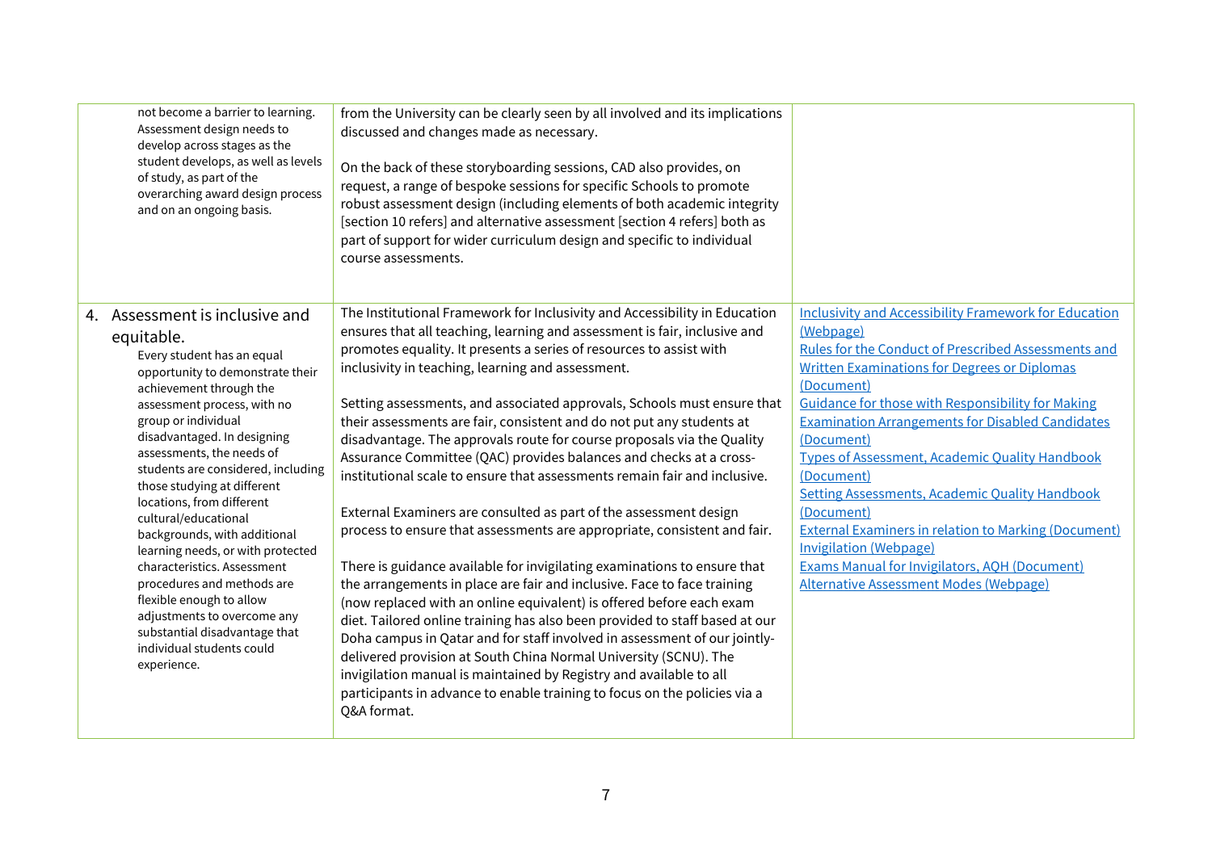| | | |
|---|---|---|
| not become a barrier to learning. Assessment design needs to develop across stages as the student develops, as well as levels of study, as part of the overarching award design process and on an ongoing basis. | from the University can be clearly seen by all involved and its implications discussed and changes made as necessary.<br><br>On the back of these storyboarding sessions, CAD also provides, on request, a range of bespoke sessions for specific Schools to promote robust assessment design (including elements of both academic integrity [section 10 refers] and alternative assessment [section 4 refers] both as part of support for wider curriculum design and specific to individual course assessments. | |
| 4. Assessment is inclusive and equitable.<br>Every student has an equal opportunity to demonstrate their achievement through the assessment process, with no group or individual disadvantaged. In designing assessments, the needs of students are considered, including those studying at different locations, from different cultural/educational backgrounds, with additional learning needs, or with protected characteristics. Assessment procedures and methods are flexible enough to allow adjustments to overcome any substantial disadvantage that individual students could experience. | The Institutional Framework for Inclusivity and Accessibility in Education ensures that all teaching, learning and assessment is fair, inclusive and promotes equality. It presents a series of resources to assist with inclusivity in teaching, learning and assessment.<br><br>Setting assessments, and associated approvals, Schools must ensure that their assessments are fair, consistent and do not put any students at disadvantage. The approvals route for course proposals via the Quality Assurance Committee (QAC) provides balances and checks at a cross-institutional scale to ensure that assessments remain fair and inclusive.<br><br>External Examiners are consulted as part of the assessment design process to ensure that assessments are appropriate, consistent and fair.<br><br>There is guidance available for invigilating examinations to ensure that the arrangements in place are fair and inclusive. Face to face training (now replaced with an online equivalent) is offered before each exam diet. Tailored online training has also been provided to staff based at our Doha campus in Qatar and for staff involved in assessment of our jointly-delivered provision at South China Normal University (SCNU). The invigilation manual is maintained by Registry and available to all participants in advance to enable training to focus on the policies via a Q&A format. | Inclusivity and Accessibility Framework for Education (Webpage)<br>Rules for the Conduct of Prescribed Assessments and Written Examinations for Degrees or Diplomas (Document)<br>Guidance for those with Responsibility for Making Examination Arrangements for Disabled Candidates (Document)<br>Types of Assessment, Academic Quality Handbook (Document)<br>Setting Assessments, Academic Quality Handbook (Document)<br>External Examiners in relation to Marking (Document)<br>Invigilation (Webpage)<br>Exams Manual for Invigilators, AQH (Document)<br>Alternative Assessment Modes (Webpage) |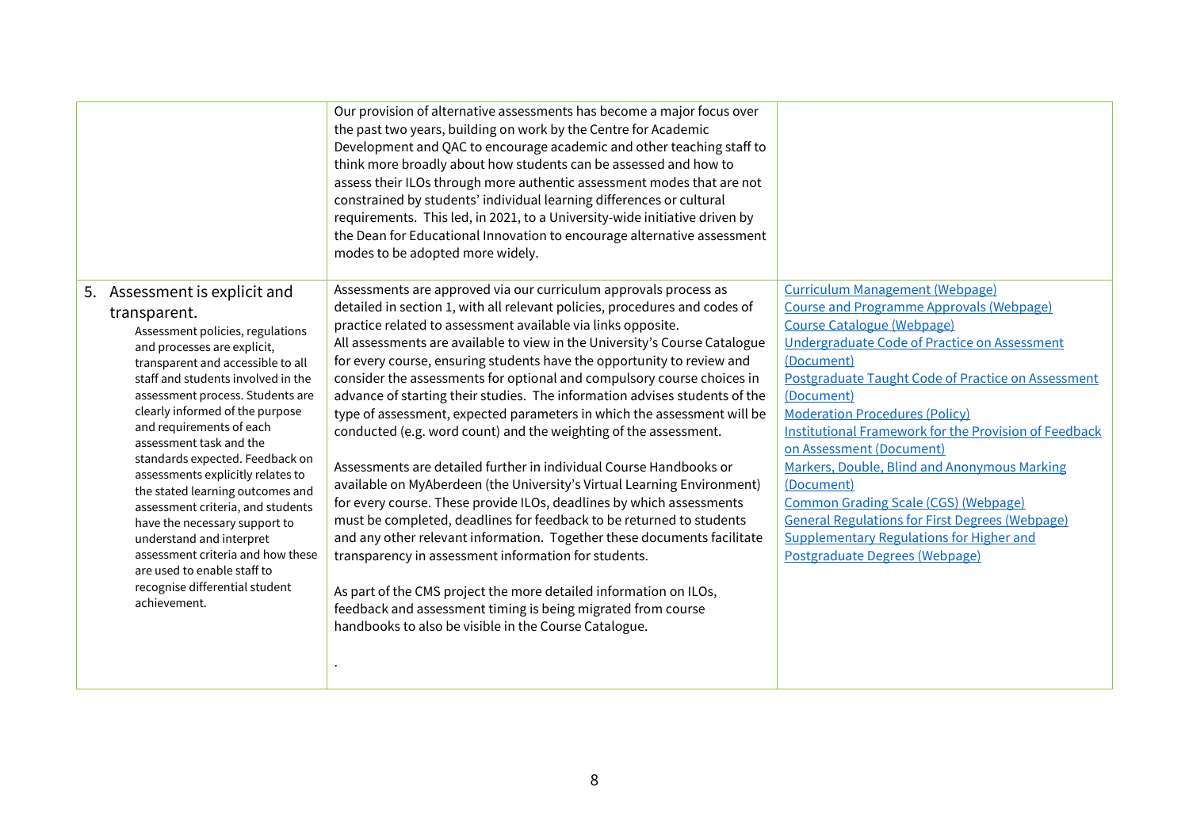| | | |
|---|---|---|
| | Our provision of alternative assessments has become a major focus over the past two years, building on work by the Centre for Academic Development and QAC to encourage academic and other teaching staff to think more broadly about how students can be assessed and how to assess their ILOs through more authentic assessment modes that are not constrained by students' individual learning differences or cultural requirements. This led, in 2021, to a University-wide initiative driven by the Dean for Educational Innovation to encourage alternative assessment modes to be adopted more widely. | |
| 5. Assessment is explicit and transparent.<br>Assessment policies, regulations and processes are explicit, transparent and accessible to all staff and students involved in the assessment process. Students are clearly informed of the purpose and requirements of each assessment task and the standards expected. Feedback on assessments explicitly relates to the stated learning outcomes and assessment criteria, and students have the necessary support to understand and interpret assessment criteria and how these are used to enable staff to recognise differential student achievement. | Assessments are approved via our curriculum approvals process as detailed in section 1, with all relevant policies, procedures and codes of practice related to assessment available via links opposite.<br>All assessments are available to view in the University's Course Catalogue for every course, ensuring students have the opportunity to review and consider the assessments for optional and compulsory course choices in advance of starting their studies. The information advises students of the type of assessment, expected parameters in which the assessment will be conducted (e.g. word count) and the weighting of the assessment.<br><br>Assessments are detailed further in individual Course Handbooks or available on MyAberdeen (the University's Virtual Learning Environment) for every course. These provide ILOs, deadlines by which assessments must be completed, deadlines for feedback to be returned to students and any other relevant information. Together these documents facilitate transparency in assessment information for students.<br><br>As part of the CMS project the more detailed information on ILOs, feedback and assessment timing is being migrated from course handbooks to also be visible in the Course Catalogue.<br><br>. | Curriculum Management (Webpage)<br>Course and Programme Approvals (Webpage)<br>Course Catalogue (Webpage)<br>Undergraduate Code of Practice on Assessment (Document)<br>Postgraduate Taught Code of Practice on Assessment (Document)<br>Moderation Procedures (Policy)<br>Institutional Framework for the Provision of Feedback on Assessment (Document)<br>Markers, Double, Blind and Anonymous Marking (Document)<br>Common Grading Scale (CGS) (Webpage)<br>General Regulations for First Degrees (Webpage)<br>Supplementary Regulations for Higher and Postgraduate Degrees (Webpage) |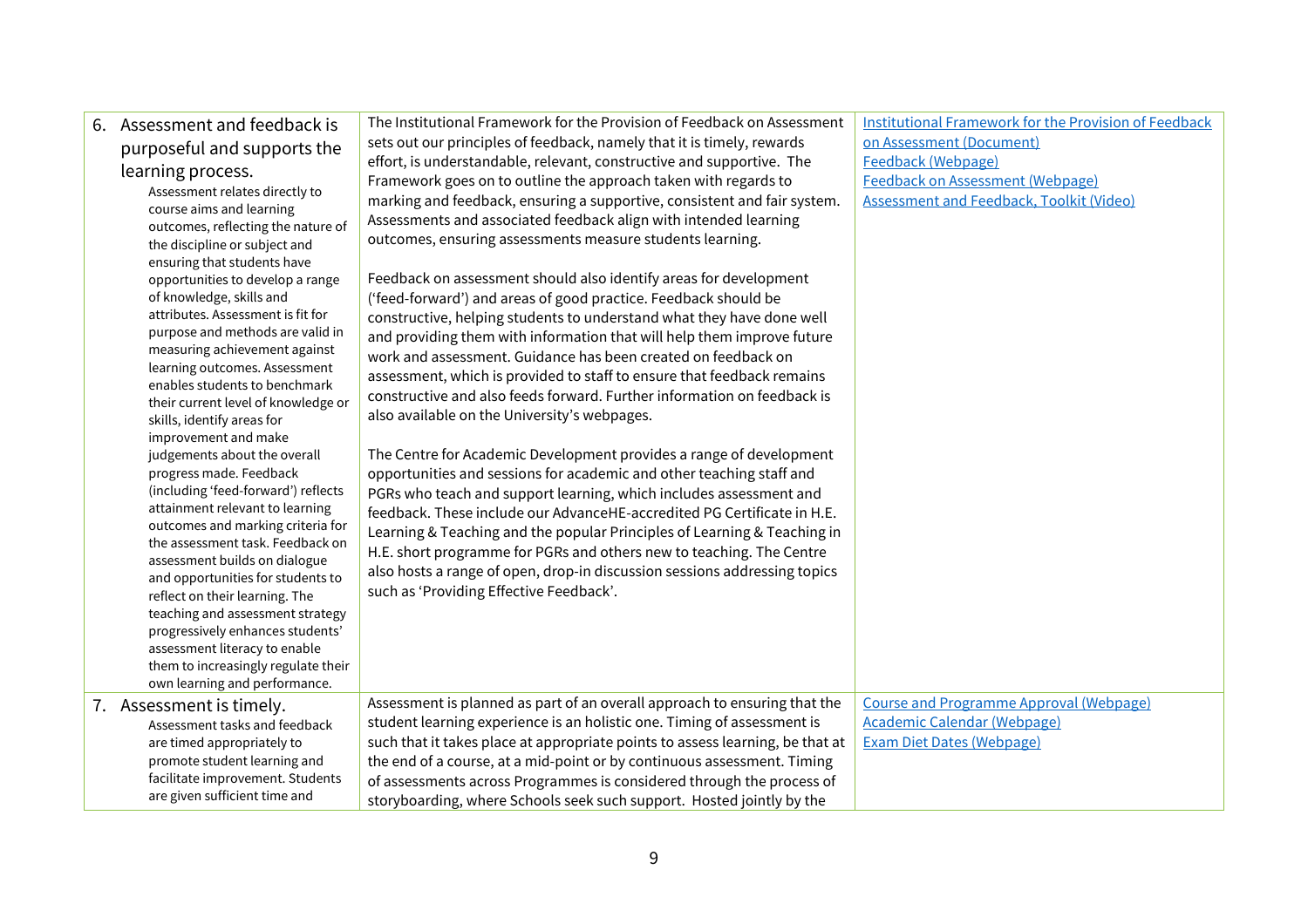| | | |
|---|---|---|
| 6. Assessment and feedback is purposeful and supports the learning process. Assessment relates directly to course aims and learning outcomes, reflecting the nature of the discipline or subject and ensuring that students have opportunities to develop a range of knowledge, skills and attributes. Assessment is fit for purpose and methods are valid in measuring achievement against learning outcomes. Assessment enables students to benchmark their current level of knowledge or skills, identify areas for improvement and make judgements about the overall progress made. Feedback (including 'feed-forward') reflects attainment relevant to learning outcomes and marking criteria for the assessment task. Feedback on assessment builds on dialogue and opportunities for students to reflect on their learning. The teaching and assessment strategy progressively enhances students' assessment literacy to enable them to increasingly regulate their own learning and performance. | The Institutional Framework for the Provision of Feedback on Assessment sets out our principles of feedback, namely that it is timely, rewards effort, is understandable, relevant, constructive and supportive. The Framework goes on to outline the approach taken with regards to marking and feedback, ensuring a supportive, consistent and fair system. Assessments and associated feedback align with intended learning outcomes, ensuring assessments measure students learning.<br><br>Feedback on assessment should also identify areas for development ('feed-forward') and areas of good practice. Feedback should be constructive, helping students to understand what they have done well and providing them with information that will help them improve future work and assessment. Guidance has been created on feedback on assessment, which is provided to staff to ensure that feedback remains constructive and also feeds forward. Further information on feedback is also available on the University's webpages.<br><br>The Centre for Academic Development provides a range of development opportunities and sessions for academic and other teaching staff and PGRs who teach and support learning, which includes assessment and feedback. These include our AdvanceHE-accredited PG Certificate in H.E. Learning & Teaching and the popular Principles of Learning & Teaching in H.E. short programme for PGRs and others new to teaching. The Centre also hosts a range of open, drop-in discussion sessions addressing topics such as 'Providing Effective Feedback'. | Institutional Framework for the Provision of Feedback on Assessment (Document)<br>Feedback (Webpage)<br>Feedback on Assessment (Webpage)<br>Assessment and Feedback, Toolkit (Video) |
| 7. Assessment is timely. Assessment tasks and feedback are timed appropriately to promote student learning and facilitate improvement. Students are given sufficient time and | Assessment is planned as part of an overall approach to ensuring that the student learning experience is an holistic one. Timing of assessment is such that it takes place at appropriate points to assess learning, be that at the end of a course, at a mid-point or by continuous assessment. Timing of assessments across Programmes is considered through the process of storyboarding, where Schools seek such support. Hosted jointly by the | Course and Programme Approval (Webpage)<br>Academic Calendar (Webpage)<br>Exam Diet Dates (Webpage) |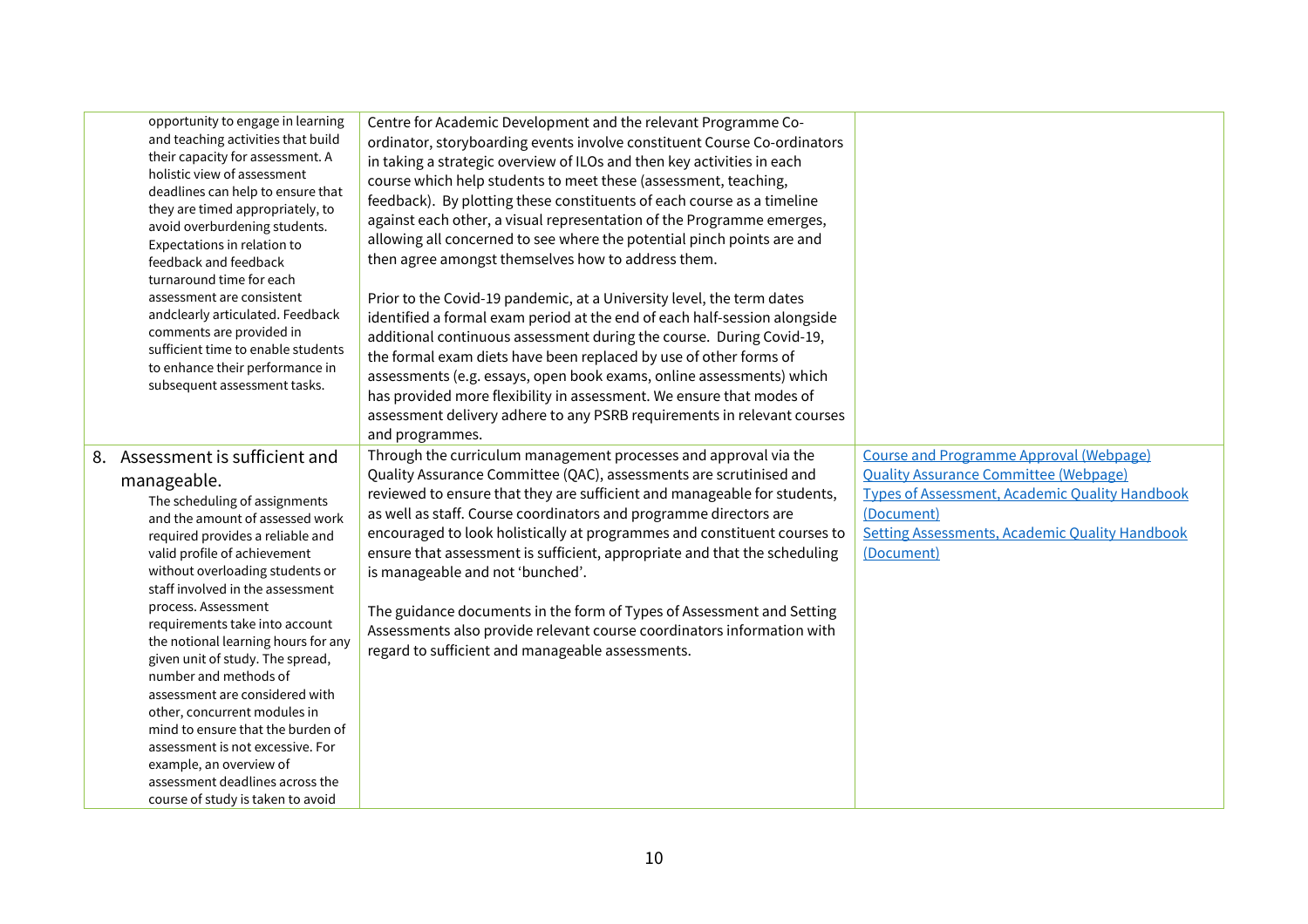| | | |
|---|---|---|
| opportunity to engage in learning and teaching activities that build their capacity for assessment. A holistic view of assessment deadlines can help to ensure that they are timed appropriately, to avoid overburdening students. Expectations in relation to feedback and feedback turnaround time for each assessment are consistent andclearly articulated. Feedback comments are provided in sufficient time to enable students to enhance their performance in subsequent assessment tasks. | Centre for Academic Development and the relevant Programme Co-ordinator, storyboarding events involve constituent Course Co-ordinators in taking a strategic overview of ILOs and then key activities in each course which help students to meet these (assessment, teaching, feedback). By plotting these constituents of each course as a timeline against each other, a visual representation of the Programme emerges, allowing all concerned to see where the potential pinch points are and then agree amongst themselves how to address them.<br><br>Prior to the Covid-19 pandemic, at a University level, the term dates identified a formal exam period at the end of each half-session alongside additional continuous assessment during the course. During Covid-19, the formal exam diets have been replaced by use of other forms of assessments (e.g. essays, open book exams, online assessments) which has provided more flexibility in assessment. We ensure that modes of assessment delivery adhere to any PSRB requirements in relevant courses and programmes. | |
| 8. Assessment is sufficient and manageable.<br>The scheduling of assignments and the amount of assessed work required provides a reliable and valid profile of achievement without overloading students or staff involved in the assessment process. Assessment requirements take into account the notional learning hours for any given unit of study. The spread, number and methods of assessment are considered with other, concurrent modules in mind to ensure that the burden of assessment is not excessive. For example, an overview of assessment deadlines across the course of study is taken to avoid | Through the curriculum management processes and approval via the Quality Assurance Committee (QAC), assessments are scrutinised and reviewed to ensure that they are sufficient and manageable for students, as well as staff. Course coordinators and programme directors are encouraged to look holistically at programmes and constituent courses to ensure that assessment is sufficient, appropriate and that the scheduling is manageable and not 'bunched'.<br><br>The guidance documents in the form of Types of Assessment and Setting Assessments also provide relevant course coordinators information with regard to sufficient and manageable assessments. | Course and Programme Approval (Webpage)<br>Quality Assurance Committee (Webpage)<br>Types of Assessment, Academic Quality Handbook (Document)<br>Setting Assessments, Academic Quality Handbook (Document) |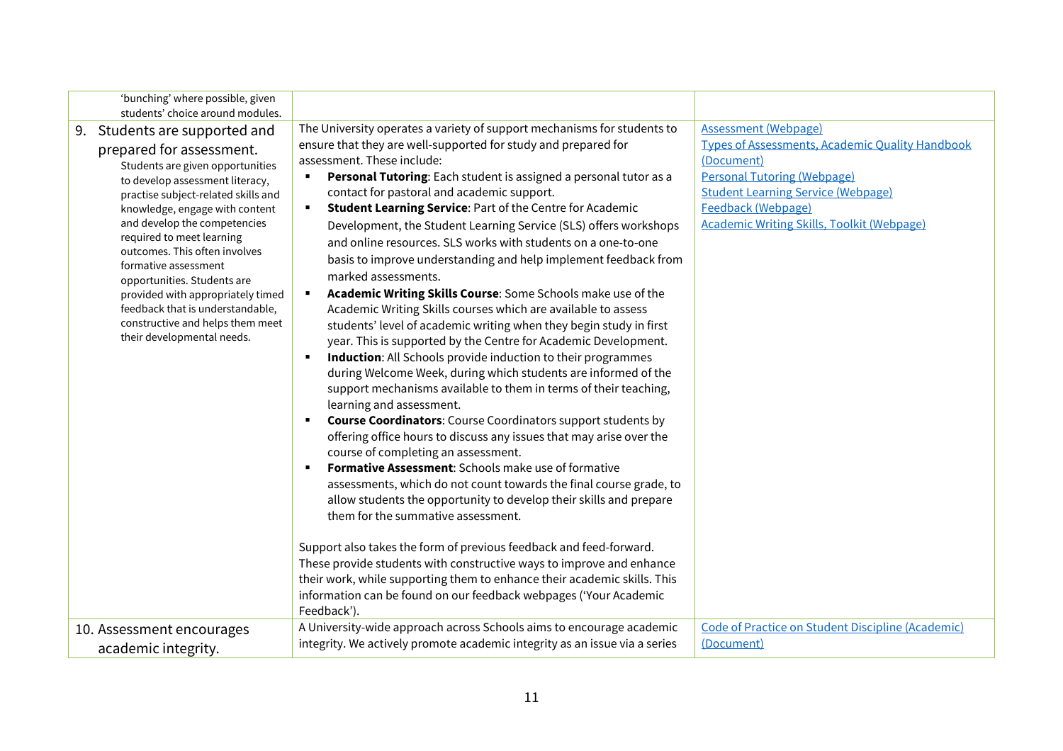| | | |
|---|---|---|
| 'bunching' where possible, given students' choice around modules. | | |
| 9. Students are supported and prepared for assessment. Students are given opportunities to develop assessment literacy, practise subject-related skills and knowledge, engage with content and develop the competencies required to meet learning outcomes. This often involves formative assessment opportunities. Students are provided with appropriately timed feedback that is understandable, constructive and helps them meet their developmental needs. | The University operates a variety of support mechanisms for students to ensure that they are well-supported for study and prepared for assessment. These include:<br>▪ **Personal Tutoring**: Each student is assigned a personal tutor as a contact for pastoral and academic support.<br>▪ **Student Learning Service**: Part of the Centre for Academic Development, the Student Learning Service (SLS) offers workshops and online resources. SLS works with students on a one-to-one basis to improve understanding and help implement feedback from marked assessments.<br>▪ **Academic Writing Skills Course**: Some Schools make use of the Academic Writing Skills courses which are available to assess students' level of academic writing when they begin study in first year. This is supported by the Centre for Academic Development.<br>▪ **Induction**: All Schools provide induction to their programmes during Welcome Week, during which students are informed of the support mechanisms available to them in terms of their teaching, learning and assessment.<br>▪ **Course Coordinators**: Course Coordinators support students by offering office hours to discuss any issues that may arise over the course of completing an assessment.<br>▪ **Formative Assessment**: Schools make use of formative assessments, which do not count towards the final course grade, to allow students the opportunity to develop their skills and prepare them for the summative assessment.<br><br>Support also takes the form of previous feedback and feed-forward. These provide students with constructive ways to improve and enhance their work, while supporting them to enhance their academic skills. This information can be found on our feedback webpages ('Your Academic Feedback'). | Assessment (Webpage)<br>Types of Assessments, Academic Quality Handbook (Document)<br>Personal Tutoring (Webpage)<br>Student Learning Service (Webpage)<br>Feedback (Webpage)<br>Academic Writing Skills, Toolkit (Webpage) |
| 10. Assessment encourages academic integrity. | A University-wide approach across Schools aims to encourage academic integrity. We actively promote academic integrity as an issue via a series | Code of Practice on Student Discipline (Academic) (Document) |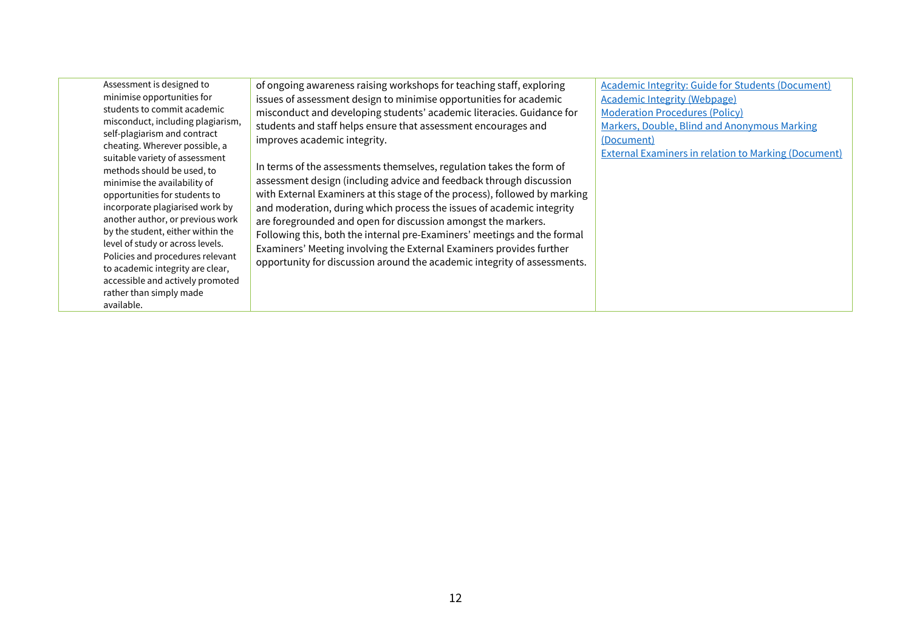| | | |
|---|---|---|
| Assessment is designed to minimise opportunities for students to commit academic misconduct, including plagiarism, self-plagiarism and contract cheating. Wherever possible, a suitable variety of assessment methods should be used, to minimise the availability of opportunities for students to incorporate plagiarised work by another author, or previous work by the student, either within the level of study or across levels. Policies and procedures relevant to academic integrity are clear, accessible and actively promoted rather than simply made available. | of ongoing awareness raising workshops for teaching staff, exploring issues of assessment design to minimise opportunities for academic misconduct and developing students' academic literacies. Guidance for students and staff helps ensure that assessment encourages and improves academic integrity.<br><br>In terms of the assessments themselves, regulation takes the form of assessment design (including advice and feedback through discussion with External Examiners at this stage of the process), followed by marking and moderation, during which process the issues of academic integrity are foregrounded and open for discussion amongst the markers. Following this, both the internal pre-Examiners' meetings and the formal Examiners' Meeting involving the External Examiners provides further opportunity for discussion around the academic integrity of assessments. | Academic Integrity: Guide for Students (Document)<br>Academic Integrity (Webpage)<br>Moderation Procedures (Policy)<br>Markers, Double, Blind and Anonymous Marking (Document)<br>External Examiners in relation to Marking (Document) |